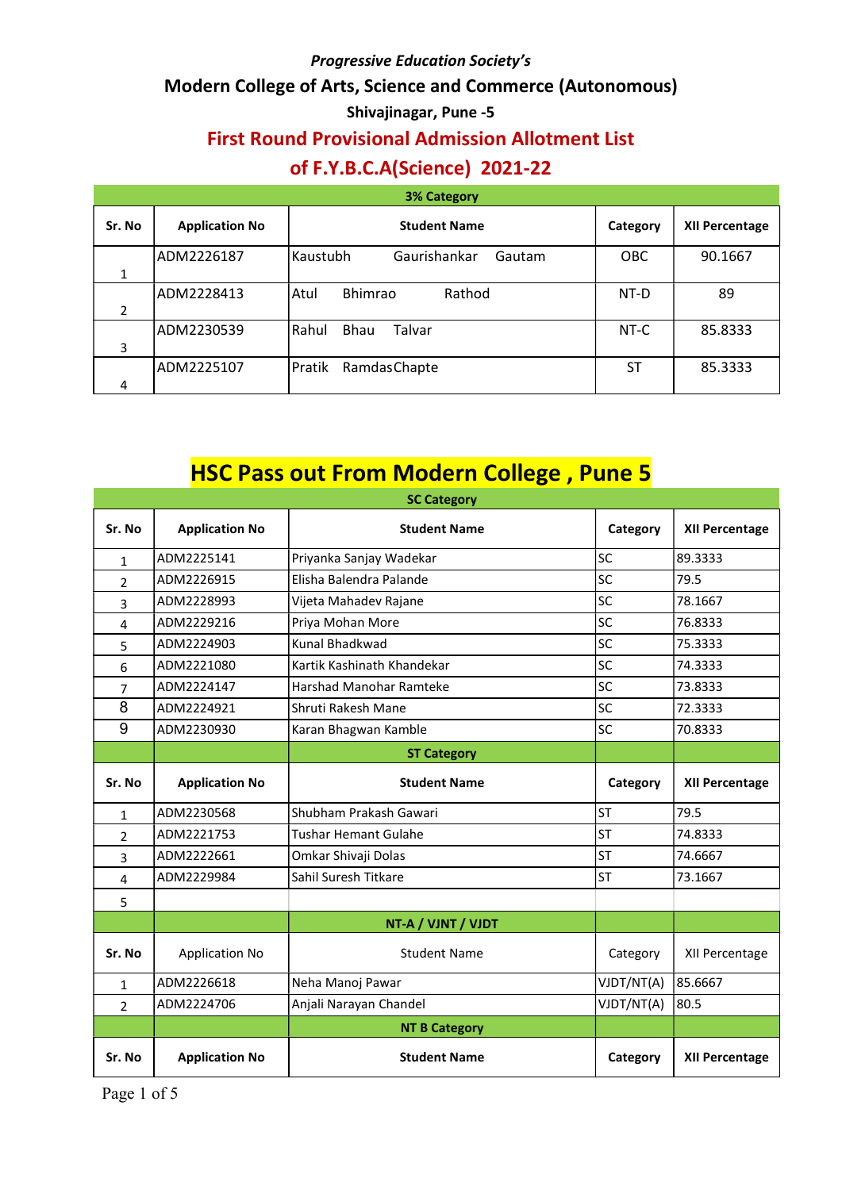*Progressive Education Society's*

**Modern College of Arts, Science and Commerce (Autonomous)**

**Shivajinagar, Pune -5**

## First Round Provisional Admission Allotment List

## of F.Y.B.C.A(Science) 2021-22

**3% Category**

| Sr. No | Application No | Student Name | Category | XII Percentage |
|---|---|---|---|---|
| 1 | ADM2226187 | Kaustubh Gaurishankar Gautam | OBC | 90.1667 |
| 2 | ADM2228413 | Atul Bhimrao Rathod | NT-D | 89 |
| 3 | ADM2230539 | Rahul Bhau Talvar | NT-C | 85.8333 |
| 4 | ADM2225107 | Pratik RamdasChapte | ST | 85.3333 |

## HSC Pass out From Modern College , Pune 5

**SC Category**

| Sr. No | Application No | Student Name | Category | XII Percentage |
|---|---|---|---|---|
| 1 | ADM2225141 | Priyanka Sanjay Wadekar | SC | 89.3333 |
| 2 | ADM2226915 | Elisha Balendra Palande | SC | 79.5 |
| 3 | ADM2228993 | Vijeta Mahadev Rajane | SC | 78.1667 |
| 4 | ADM2229216 | Priya Mohan More | SC | 76.8333 |
| 5 | ADM2224903 | Kunal Bhadkwad | SC | 75.3333 |
| 6 | ADM2221080 | Kartik Kashinath Khandekar | SC | 74.3333 |
| 7 | ADM2224147 | Harshad Manohar Ramteke | SC | 73.8333 |
| 8 | ADM2224921 | Shruti Rakesh Mane | SC | 72.3333 |
| 9 | ADM2230930 | Karan Bhagwan Kamble | SC | 70.8333 |

**ST Category**

| Sr. No | Application No | Student Name | Category | XII Percentage |
|---|---|---|---|---|
| 1 | ADM2230568 | Shubham Prakash Gawari | ST | 79.5 |
| 2 | ADM2221753 | Tushar Hemant Gulahe | ST | 74.8333 |
| 3 | ADM2222661 | Omkar Shivaji Dolas | ST | 74.6667 |
| 4 | ADM2229984 | Sahil Suresh Titkare | ST | 73.1667 |
| 5 | | | | |

**NT-A / VJNT / VJDT**

| Sr. No | Application No | Student Name | Category | XII Percentage |
|---|---|---|---|---|
| 1 | ADM2226618 | Neha Manoj Pawar | VJDT/NT(A) | 85.6667 |
| 2 | ADM2224706 | Anjali Narayan Chandel | VJDT/NT(A) | 80.5 |

**NT B Category**

| Sr. No | Application No | Student Name | Category | XII Percentage |
|---|---|---|---|---|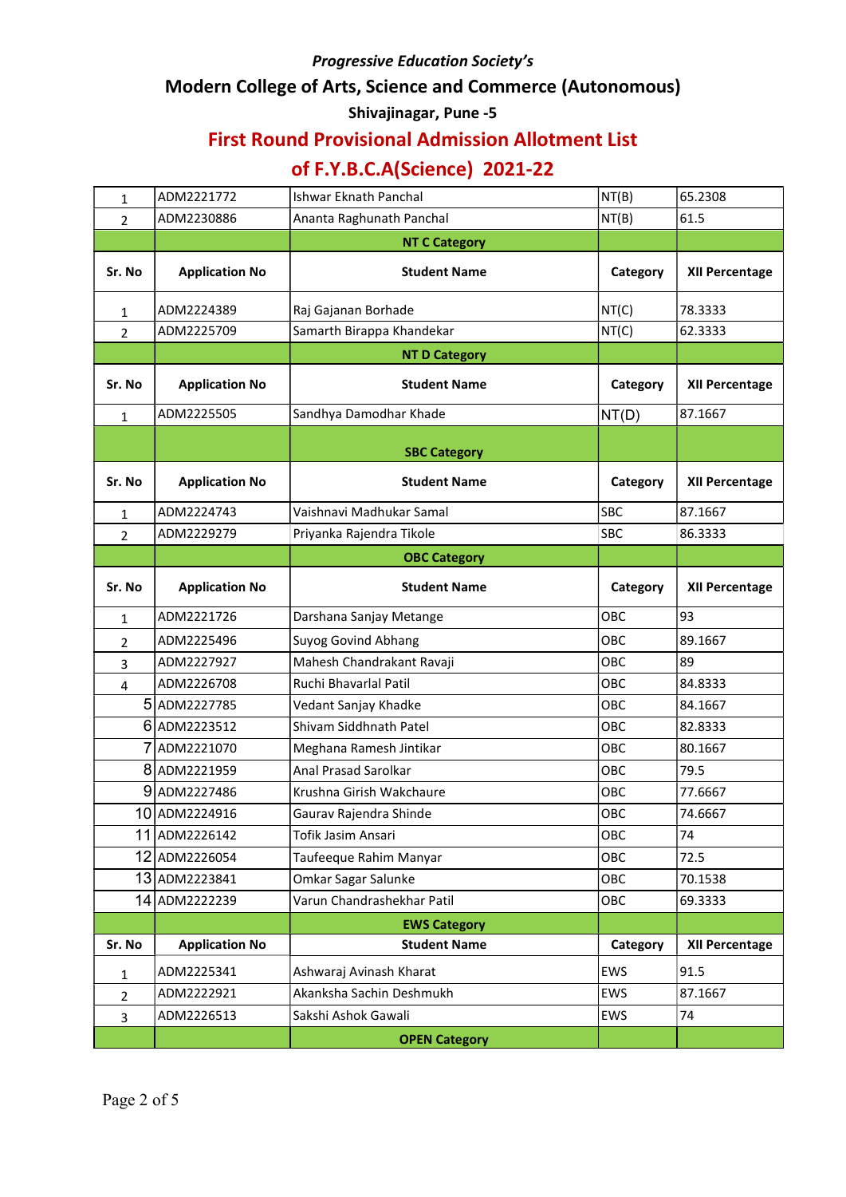*Progressive Education Society's*

## Modern College of Arts, Science and Commerce (Autonomous)

**Shivajinagar, Pune -5**

# First Round Provisional Admission Allotment List

# of F.Y.B.C.A(Science) 2021-22

| | | | | |
|---|---|---|---|---|
| 1 | ADM2221772 | Ishwar Eknath Panchal | NT(B) | 65.2308 |
| 2 | ADM2230886 | Ananta Raghunath Panchal | NT(B) | 61.5 |
| | | **NT C Category** | | |
| **Sr. No** | **Application No** | **Student Name** | **Category** | **XII Percentage** |
| 1 | ADM2224389 | Raj Gajanan Borhade | NT(C) | 78.3333 |
| 2 | ADM2225709 | Samarth Birappa Khandekar | NT(C) | 62.3333 |
| | | **NT D Category** | | |
| **Sr. No** | **Application No** | **Student Name** | **Category** | **XII Percentage** |
| 1 | ADM2225505 | Sandhya Damodhar Khade | NT(D) | 87.1667 |
| | | **SBC Category** | | |
| **Sr. No** | **Application No** | **Student Name** | **Category** | **XII Percentage** |
| 1 | ADM2224743 | Vaishnavi Madhukar Samal | SBC | 87.1667 |
| 2 | ADM2229279 | Priyanka Rajendra Tikole | SBC | 86.3333 |
| | | **OBC Category** | | |
| **Sr. No** | **Application No** | **Student Name** | **Category** | **XII Percentage** |
| 1 | ADM2221726 | Darshana Sanjay Metange | OBC | 93 |
| 2 | ADM2225496 | Suyog Govind Abhang | OBC | 89.1667 |
| 3 | ADM2227927 | Mahesh Chandrakant Ravaji | OBC | 89 |
| 4 | ADM2226708 | Ruchi Bhavarlal Patil | OBC | 84.8333 |
| 5 | ADM2227785 | Vedant Sanjay Khadke | OBC | 84.1667 |
| 6 | ADM2223512 | Shivam Siddhnath Patel | OBC | 82.8333 |
| 7 | ADM2221070 | Meghana Ramesh Jintikar | OBC | 80.1667 |
| 8 | ADM2221959 | Anal Prasad Sarolkar | OBC | 79.5 |
| 9 | ADM2227486 | Krushna Girish Wakchaure | OBC | 77.6667 |
| 10 | ADM2224916 | Gaurav Rajendra Shinde | OBC | 74.6667 |
| 11 | ADM2226142 | Tofik Jasim Ansari | OBC | 74 |
| 12 | ADM2226054 | Taufeeque Rahim Manyar | OBC | 72.5 |
| 13 | ADM2223841 | Omkar Sagar Salunke | OBC | 70.1538 |
| 14 | ADM2222239 | Varun Chandrashekhar Patil | OBC | 69.3333 |
| | | **EWS Category** | | |
| **Sr. No** | **Application No** | **Student Name** | **Category** | **XII Percentage** |
| 1 | ADM2225341 | Ashwaraj Avinash Kharat | EWS | 91.5 |
| 2 | ADM2222921 | Akanksha Sachin Deshmukh | EWS | 87.1667 |
| 3 | ADM2226513 | Sakshi Ashok Gawali | EWS | 74 |
| | | **OPEN Category** | | |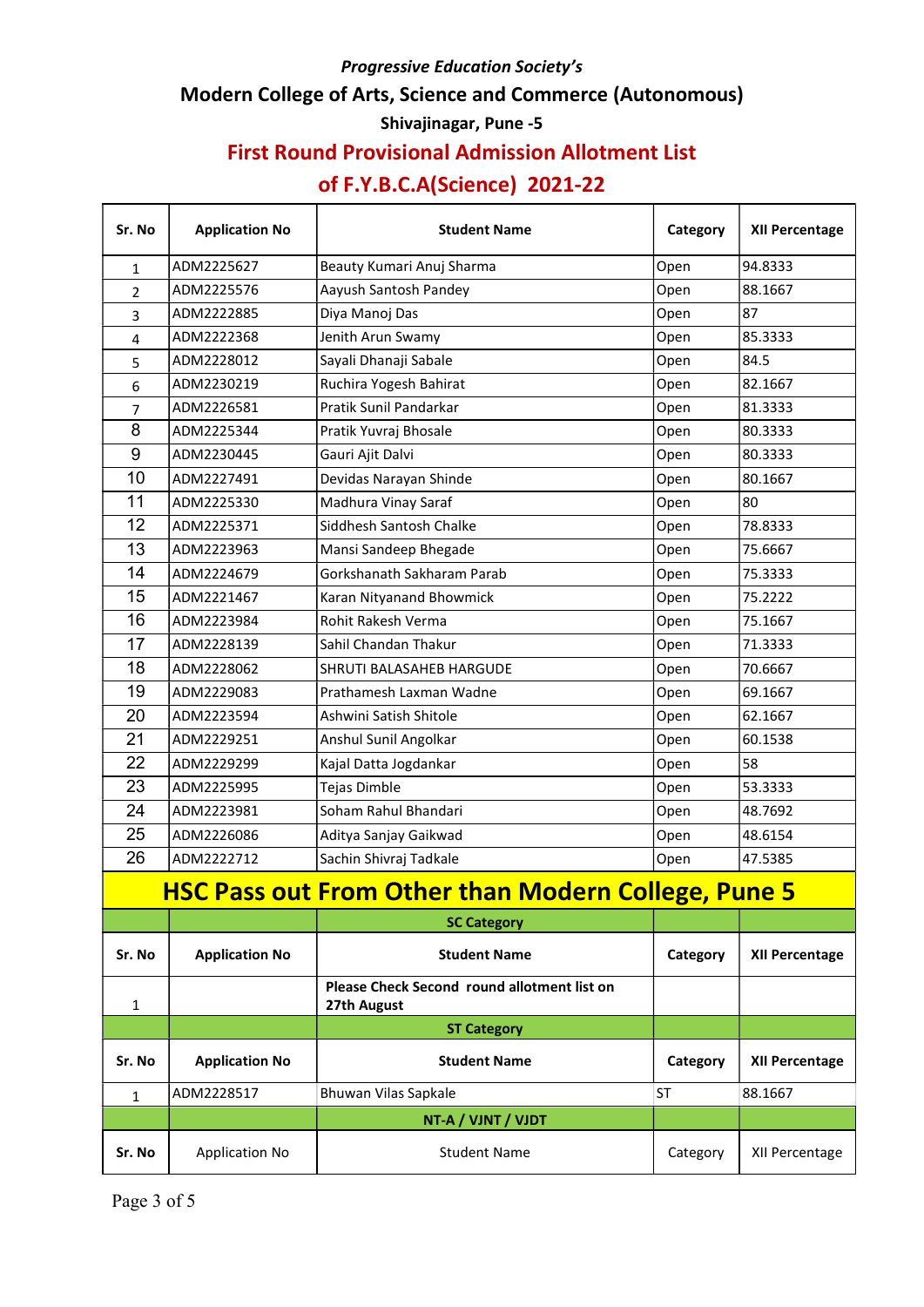*Progressive Education Society's*

## Modern College of Arts, Science and Commerce (Autonomous)

### Shivajinagar, Pune -5

## First Round Provisional Admission Allotment List

## of F.Y.B.C.A(Science) 2021-22

| Sr. No | Application No | Student Name | Category | XII Percentage |
|---|---|---|---|---|
| 1 | ADM2225627 | Beauty Kumari Anuj Sharma | Open | 94.8333 |
| 2 | ADM2225576 | Aayush Santosh Pandey | Open | 88.1667 |
| 3 | ADM2222885 | Diya Manoj Das | Open | 87 |
| 4 | ADM2222368 | Jenith Arun Swamy | Open | 85.3333 |
| 5 | ADM2228012 | Sayali Dhanaji Sabale | Open | 84.5 |
| 6 | ADM2230219 | Ruchira Yogesh Bahirat | Open | 82.1667 |
| 7 | ADM2226581 | Pratik Sunil Pandarkar | Open | 81.3333 |
| 8 | ADM2225344 | Pratik Yuvraj Bhosale | Open | 80.3333 |
| 9 | ADM2230445 | Gauri Ajit Dalvi | Open | 80.3333 |
| 10 | ADM2227491 | Devidas Narayan Shinde | Open | 80.1667 |
| 11 | ADM2225330 | Madhura Vinay Saraf | Open | 80 |
| 12 | ADM2225371 | Siddhesh Santosh Chalke | Open | 78.8333 |
| 13 | ADM2223963 | Mansi Sandeep Bhegade | Open | 75.6667 |
| 14 | ADM2224679 | Gorkshanath Sakharam Parab | Open | 75.3333 |
| 15 | ADM2221467 | Karan Nityanand Bhowmick | Open | 75.2222 |
| 16 | ADM2223984 | Rohit Rakesh Verma | Open | 75.1667 |
| 17 | ADM2228139 | Sahil Chandan Thakur | Open | 71.3333 |
| 18 | ADM2228062 | SHRUTI BALASAHEB HARGUDE | Open | 70.6667 |
| 19 | ADM2229083 | Prathamesh Laxman Wadne | Open | 69.1667 |
| 20 | ADM2223594 | Ashwini Satish Shitole | Open | 62.1667 |
| 21 | ADM2229251 | Anshul Sunil Angolkar | Open | 60.1538 |
| 22 | ADM2229299 | Kajal Datta Jogdankar | Open | 58 |
| 23 | ADM2225995 | Tejas Dimble | Open | 53.3333 |
| 24 | ADM2223981 | Soham Rahul Bhandari | Open | 48.7692 |
| 25 | ADM2226086 | Aditya Sanjay Gaikwad | Open | 48.6154 |
| 26 | ADM2222712 | Sachin Shivraj Tadkale | Open | 47.5385 |

## HSC Pass out From Other than Modern College, Pune 5

**SC Category**

| Sr. No | Application No | Student Name | Category | XII Percentage |
|---|---|---|---|---|
| 1 | | **Please Check Second round allotment list on 27th August** | | |

**ST Category**

| Sr. No | Application No | Student Name | Category | XII Percentage |
|---|---|---|---|---|
| 1 | ADM2228517 | Bhuwan Vilas Sapkale | ST | 88.1667 |

**NT-A / VJNT / VJDT**

| Sr. No | Application No | Student Name | Category | XII Percentage |
|---|---|---|---|---|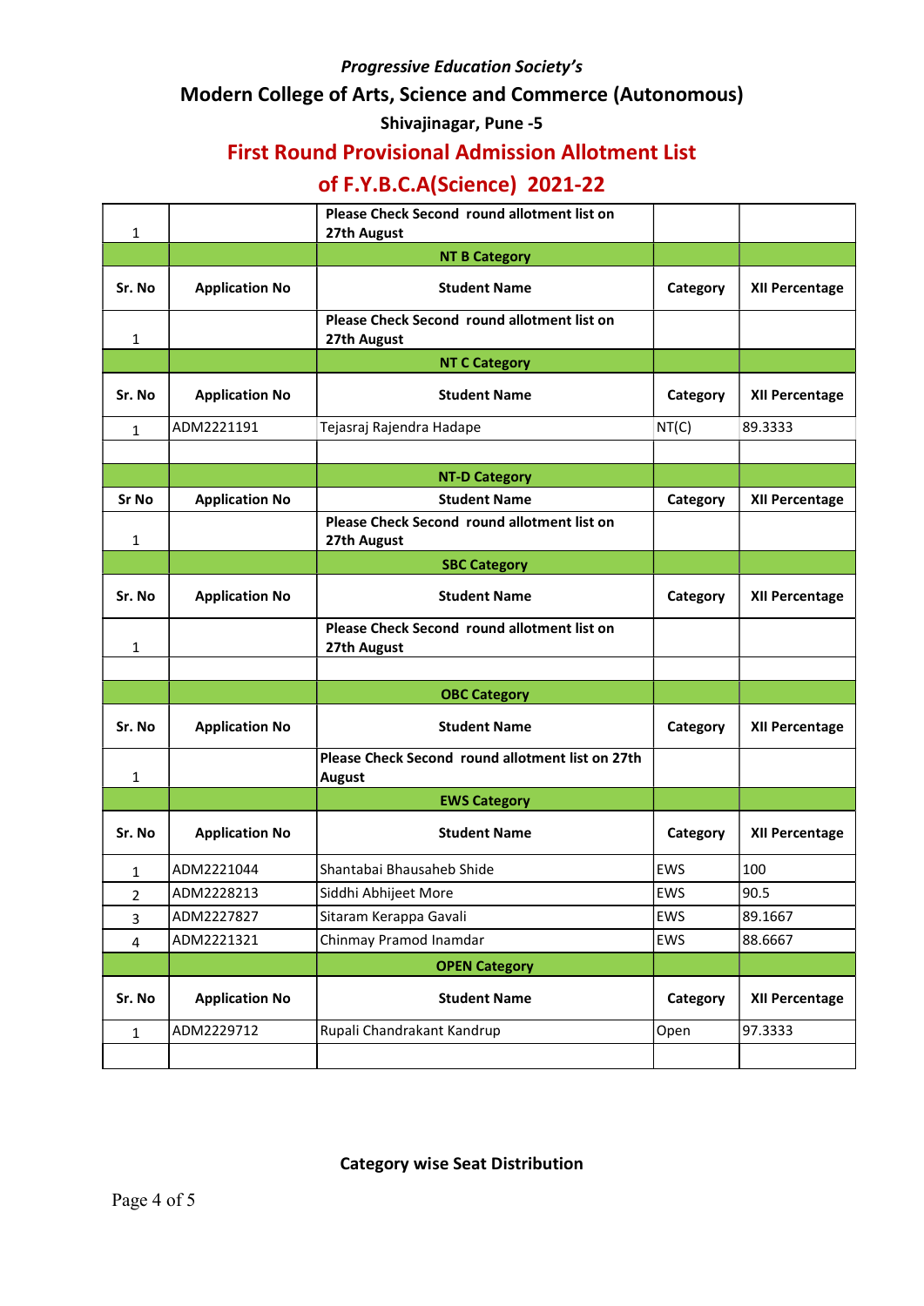*Progressive Education Society's*

## Modern College of Arts, Science and Commerce (Autonomous)

### Shivajinagar, Pune -5

## First Round Provisional Admission Allotment List

## of F.Y.B.C.A(Science) 2021-22

| | | | | |
|---|---|---|---|---|
| 1 | | **Please Check Second round allotment list on 27th August** | | |
| | | **NT B Category** | | |
| **Sr. No** | **Application No** | **Student Name** | **Category** | **XII Percentage** |
| 1 | | **Please Check Second round allotment list on 27th August** | | |
| | | **NT C Category** | | |
| **Sr. No** | **Application No** | **Student Name** | **Category** | **XII Percentage** |
| 1 | ADM2221191 | Tejasraj Rajendra Hadape | NT(C) | 89.3333 |
| | | | | |
| | | **NT-D Category** | | |
| **Sr No** | **Application No** | **Student Name** | **Category** | **XII Percentage** |
| 1 | | **Please Check Second round allotment list on 27th August** | | |
| | | **SBC Category** | | |
| **Sr. No** | **Application No** | **Student Name** | **Category** | **XII Percentage** |
| 1 | | **Please Check Second round allotment list on 27th August** | | |
| | | | | |
| | | **OBC Category** | | |
| **Sr. No** | **Application No** | **Student Name** | **Category** | **XII Percentage** |
| 1 | | **Please Check Second round allotment list on 27th August** | | |
| | | **EWS Category** | | |
| **Sr. No** | **Application No** | **Student Name** | **Category** | **XII Percentage** |
| 1 | ADM2221044 | Shantabai Bhausaheb Shide | EWS | 100 |
| 2 | ADM2228213 | Siddhi Abhijeet More | EWS | 90.5 |
| 3 | ADM2227827 | Sitaram Kerappa Gavali | EWS | 89.1667 |
| 4 | ADM2221321 | Chinmay Pramod Inamdar | EWS | 88.6667 |
| | | **OPEN Category** | | |
| **Sr. No** | **Application No** | **Student Name** | **Category** | **XII Percentage** |
| 1 | ADM2229712 | Rupali Chandrakant Kandrup | Open | 97.3333 |
| | | | | |

**Category wise Seat Distribution**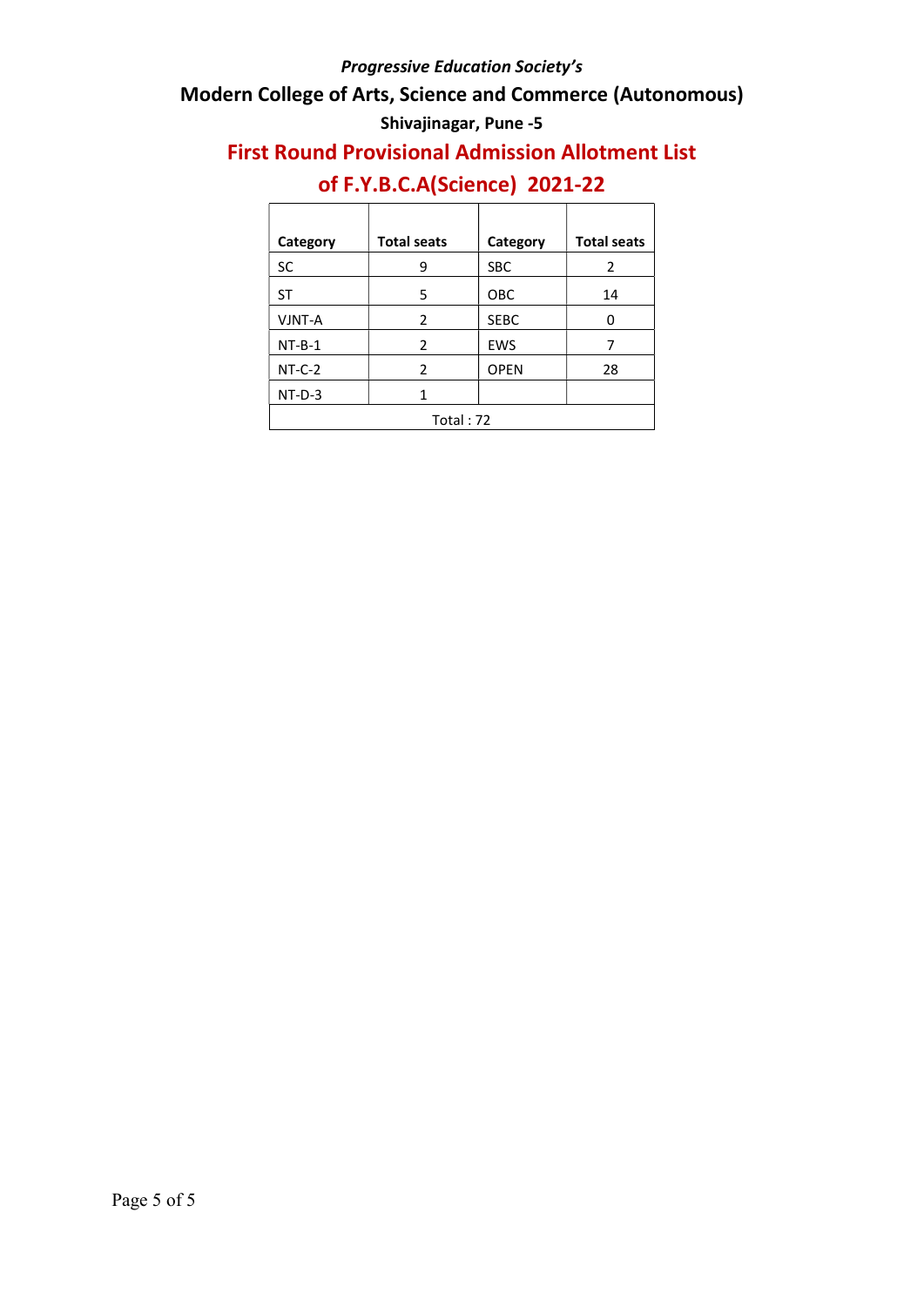*Progressive Education Society's*

**Modern College of Arts, Science and Commerce (Autonomous)**

**Shivajinagar, Pune -5**

## First Round Provisional Admission Allotment List

## of F.Y.B.C.A(Science) 2021-22

| Category | Total seats | Category | Total seats |
|---|---|---|---|
| SC | 9 | SBC | 2 |
| ST | 5 | OBC | 14 |
| VJNT-A | 2 | SEBC | 0 |
| NT-B-1 | 2 | EWS | 7 |
| NT-C-2 | 2 | OPEN | 28 |
| NT-D-3 | 1 | | |
| Total : 72 | | | |